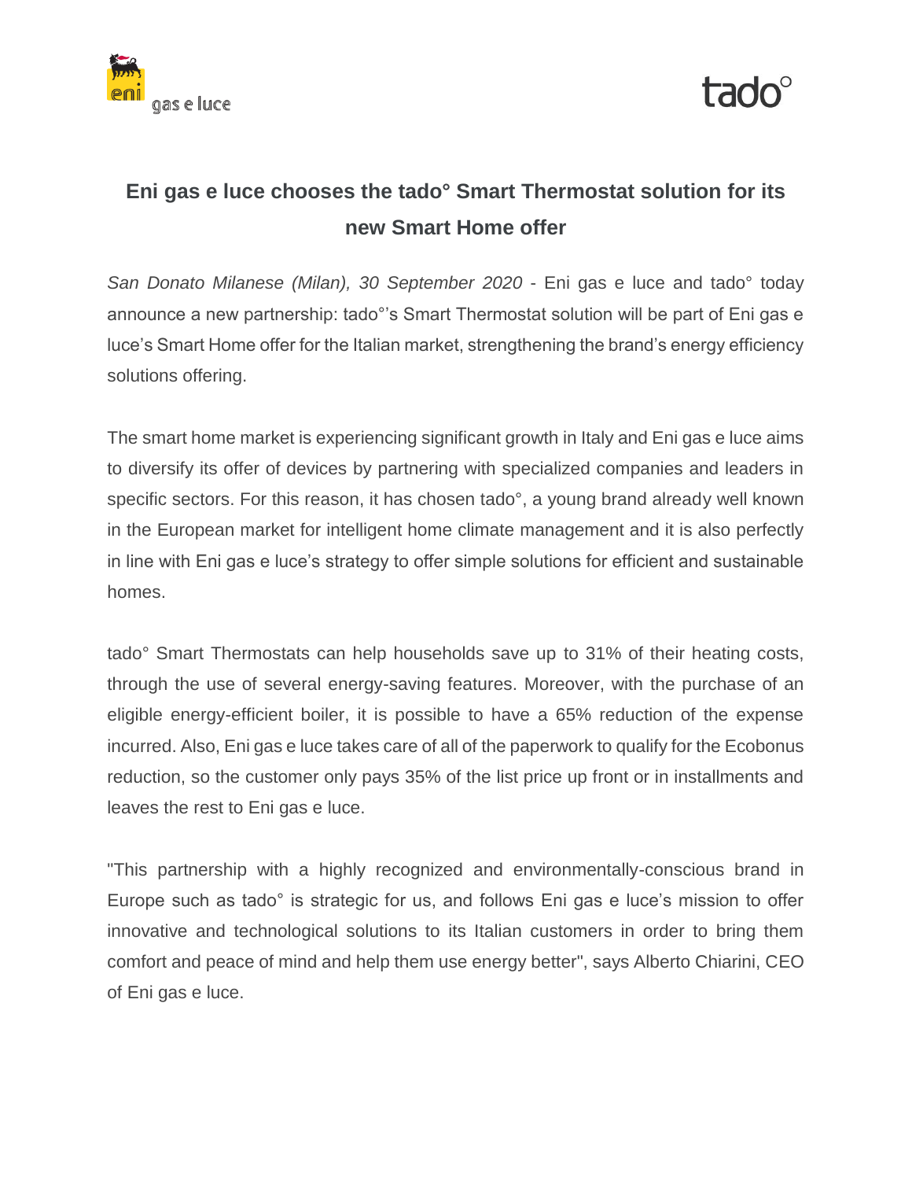# Eni gas e luce chooses the tado° Smart Thermostat solution for its new Smart Home offer

*San Donato Milanese (Milan), 30 September 2020* - Eni gas e luce and tado° today announce a new partnership: tado°'s Smart Thermostat solution will be part of Eni gas e luce's Smart Home offer for the Italian market, strengthening the brand's energy efficiency solutions offering.

The smart home market is experiencing significant growth in Italy and Eni gas e luce aims to diversify its offer of devices by partnering with specialized companies and leaders in specific sectors. For this reason, it has chosen tado°, a young brand already well known in the European market for intelligent home climate management and it is also perfectly in line with Eni gas e luce's strategy to offer simple solutions for efficient and sustainable homes.

tado° Smart Thermostats can help households save up to 31% of their heating costs, through the use of several energy-saving features. Moreover, with the purchase of an eligible energy-efficient boiler, it is possible to have a 65% reduction of the expense incurred. Also, Eni gas e luce takes care of all of the paperwork to qualify for the Ecobonus reduction, so the customer only pays 35% of the list price up front or in installments and leaves the rest to Eni gas e luce.

"This partnership with a highly recognized and environmentally-conscious brand in Europe such as tado° is strategic for us, and follows Eni gas e luce's mission to offer innovative and technological solutions to its Italian customers in order to bring them comfort and peace of mind and help them use energy better", says Alberto Chiarini, CEO of Eni gas e luce.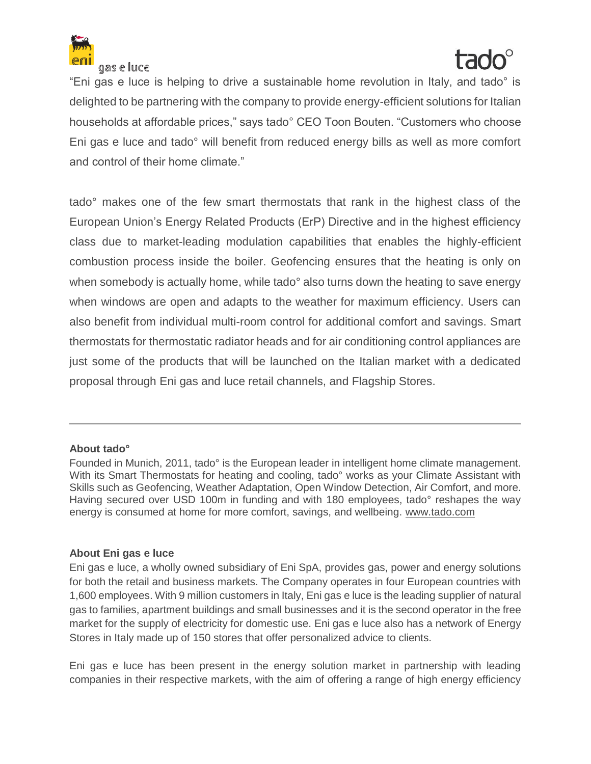"Eni gas e luce is helping to drive a sustainable home revolution in Italy, and tado° is delighted to be partnering with the company to provide energy-efficient solutions for Italian households at affordable prices," says tado° CEO Toon Bouten. "Customers who choose Eni gas e luce and tado° will benefit from reduced energy bills as well as more comfort and control of their home climate."

tado° makes one of the few smart thermostats that rank in the highest class of the European Union's Energy Related Products (ErP) Directive and in the highest efficiency class due to market-leading modulation capabilities that enables the highly-efficient combustion process inside the boiler. Geofencing ensures that the heating is only on when somebody is actually home, while tado° also turns down the heating to save energy when windows are open and adapts to the weather for maximum efficiency. Users can also benefit from individual multi-room control for additional comfort and savings. Smart thermostats for thermostatic radiator heads and for air conditioning control appliances are just some of the products that will be launched on the Italian market with a dedicated proposal through Eni gas and luce retail channels, and Flagship Stores.

---

**About tado°**

Founded in Munich, 2011, tado° is the European leader in intelligent home climate management. With its Smart Thermostats for heating and cooling, tado° works as your Climate Assistant with Skills such as Geofencing, Weather Adaptation, Open Window Detection, Air Comfort, and more. Having secured over USD 100m in funding and with 180 employees, tado° reshapes the way energy is consumed at home for more comfort, savings, and wellbeing. www.tado.com

**About Eni gas e luce**

Eni gas e luce, a wholly owned subsidiary of Eni SpA, provides gas, power and energy solutions for both the retail and business markets. The Company operates in four European countries with 1,600 employees. With 9 million customers in Italy, Eni gas e luce is the leading supplier of natural gas to families, apartment buildings and small businesses and it is the second operator in the free market for the supply of electricity for domestic use. Eni gas e luce also has a network of Energy Stores in Italy made up of 150 stores that offer personalized advice to clients.

Eni gas e luce has been present in the energy solution market in partnership with leading companies in their respective markets, with the aim of offering a range of high energy efficiency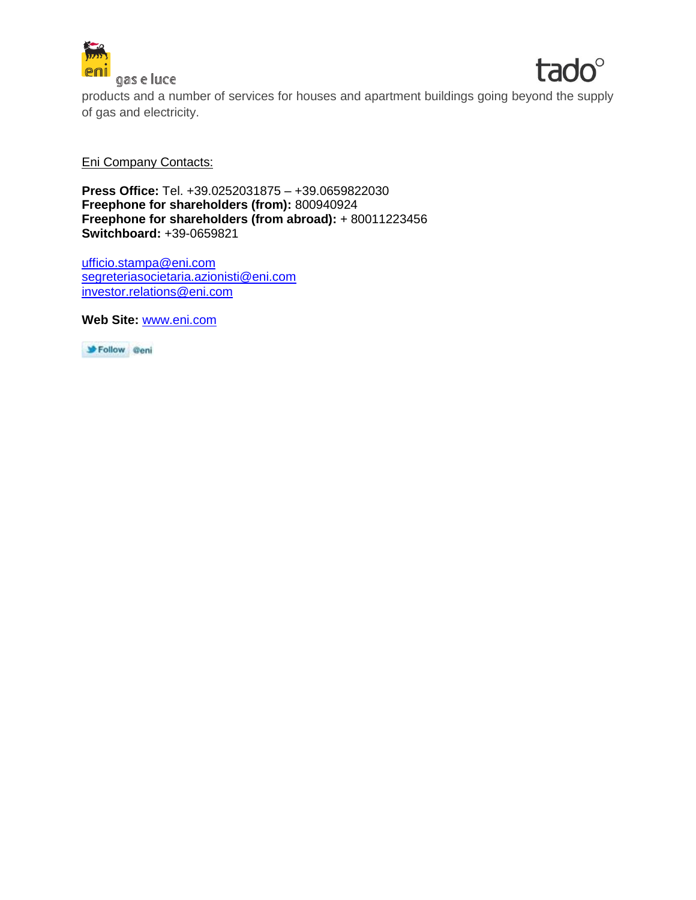products and a number of services for houses and apartment buildings going beyond the supply of gas and electricity.

Eni Company Contacts:

**Press Office:** Tel. +39.0252031875 – +39.0659822030
**Freephone for shareholders (from):** 800940924
**Freephone for shareholders (from abroad):** + 80011223456
**Switchboard:** +39-0659821

ufficio.stampa@eni.com
segreteriasocietaria.azionisti@eni.com
investor.relations@eni.com

**Web Site:** www.eni.com

Follow @eni